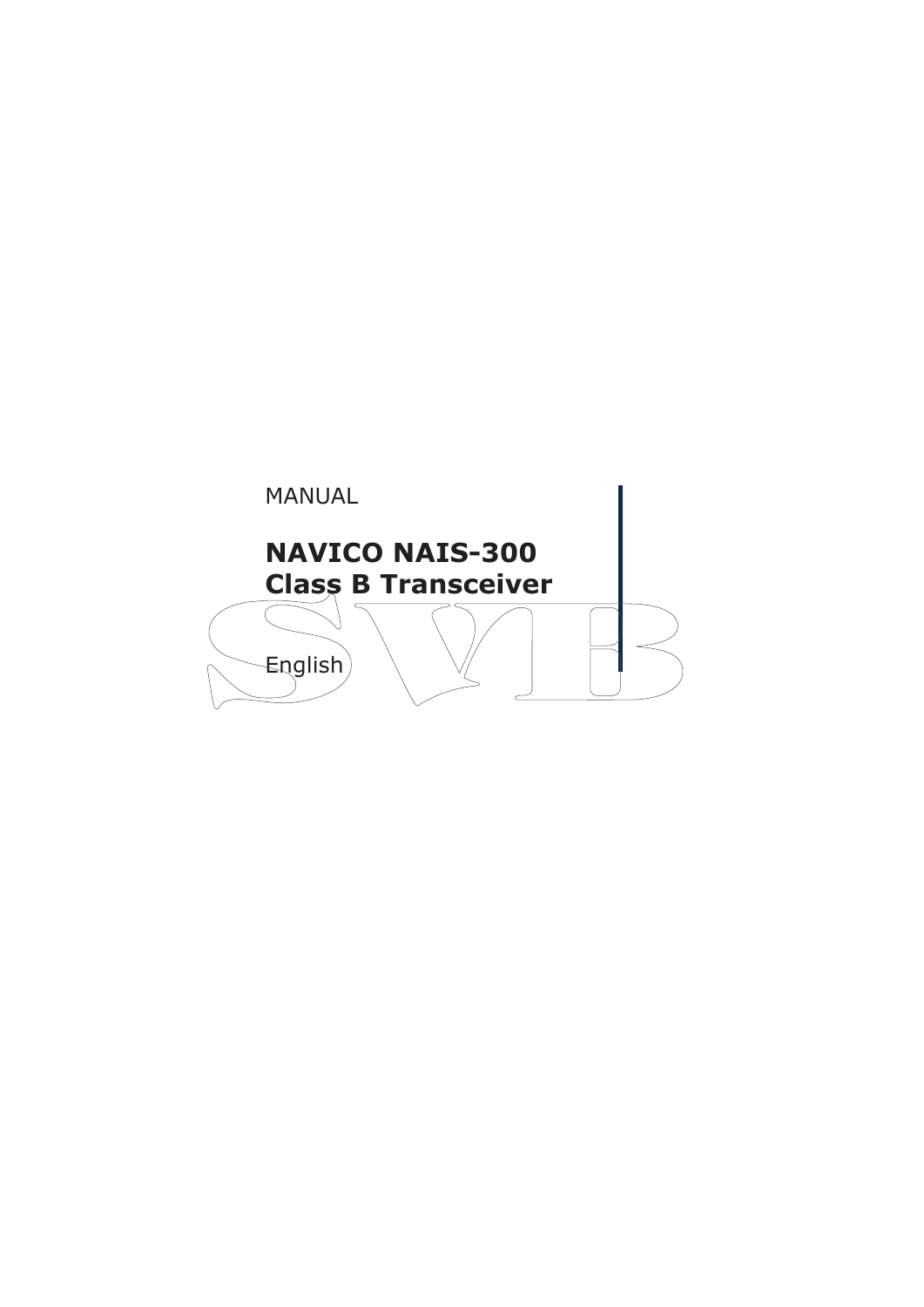MANUAL

# NAVICO NAIS-300 Class B Transceiver

English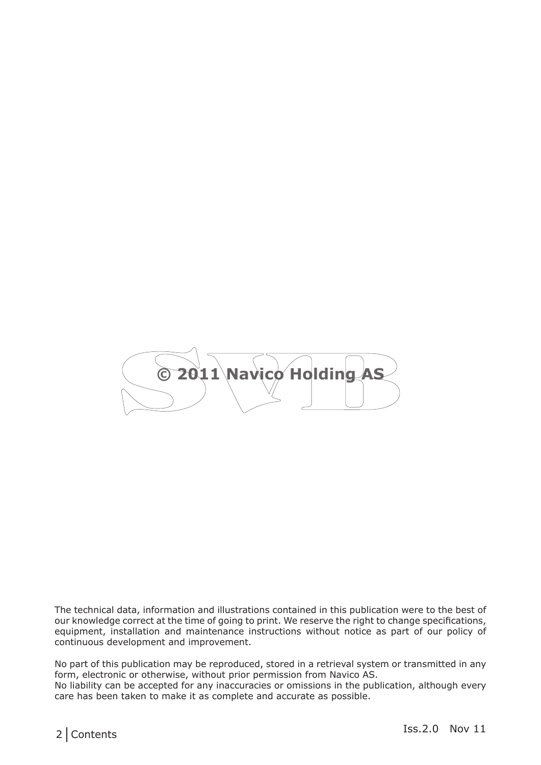**© 2011 Navico Holding AS**

The technical data, information and illustrations contained in this publication were to the best of our knowledge correct at the time of going to print. We reserve the right to change specifications, equipment, installation and maintenance instructions without notice as part of our policy of continuous development and improvement.

No part of this publication may be reproduced, stored in a retrieval system or transmitted in any form, electronic or otherwise, without prior permission from Navico AS.
No liability can be accepted for any inaccuracies or omissions in the publication, although every care has been taken to make it as complete and accurate as possible.

Iss.2.0 Nov 11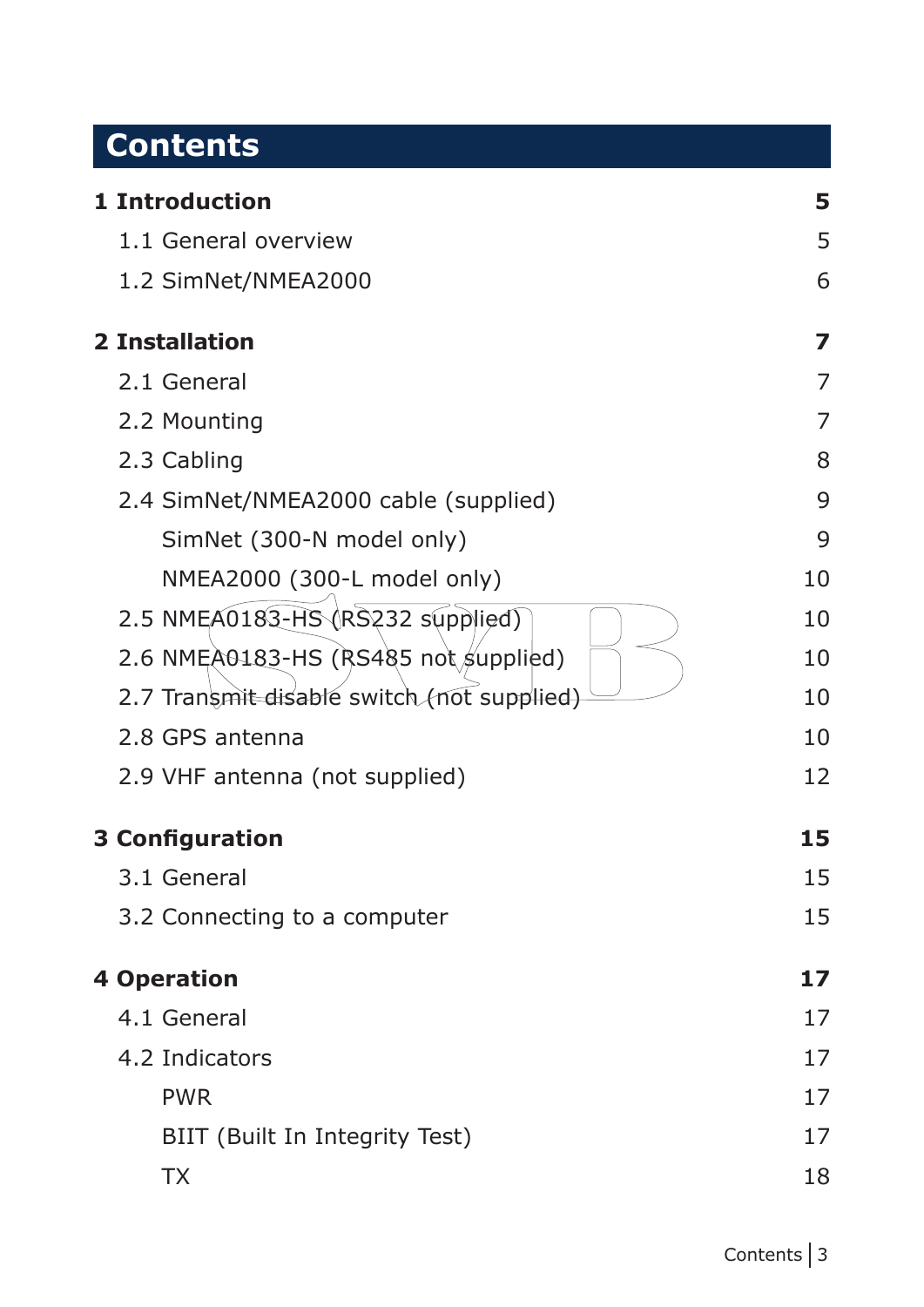# Contents

| | |
|---|---|
| **1 Introduction** | **5** |
| 1.1 General overview | 5 |
| 1.2 SimNet/NMEA2000 | 6 |
| **2 Installation** | **7** |
| 2.1 General | 7 |
| 2.2 Mounting | 7 |
| 2.3 Cabling | 8 |
| 2.4 SimNet/NMEA2000 cable (supplied) | 9 |
| SimNet (300-N model only) | 9 |
| NMEA2000 (300-L model only) | 10 |
| 2.5 NMEA0183-HS (RS232 supplied) | 10 |
| 2.6 NMEA0183-HS (RS485 not supplied) | 10 |
| 2.7 Transmit disable switch (not supplied) | 10 |
| 2.8 GPS antenna | 10 |
| 2.9 VHF antenna (not supplied) | 12 |
| **3 Configuration** | **15** |
| 3.1 General | 15 |
| 3.2 Connecting to a computer | 15 |
| **4 Operation** | **17** |
| 4.1 General | 17 |
| 4.2 Indicators | 17 |
| PWR | 17 |
| BIIT (Built In Integrity Test) | 17 |
| TX | 18 |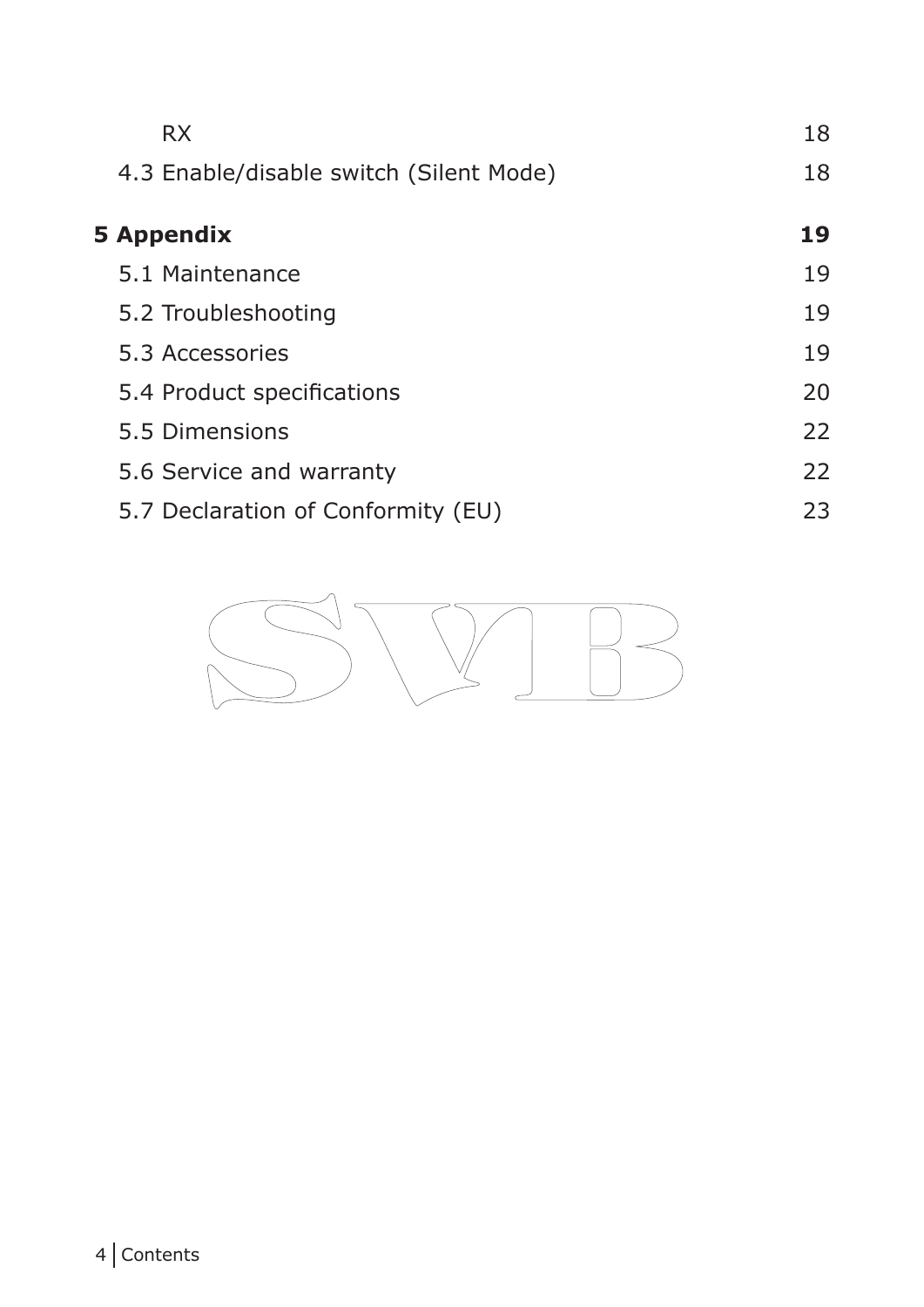RX 18

4.3 Enable/disable switch (Silent Mode) 18

**5 Appendix 19**

5.1 Maintenance 19

5.2 Troubleshooting 19

5.3 Accessories 19

5.4 Product specifications 20

5.5 Dimensions 22

5.6 Service and warranty 22

5.7 Declaration of Conformity (EU) 23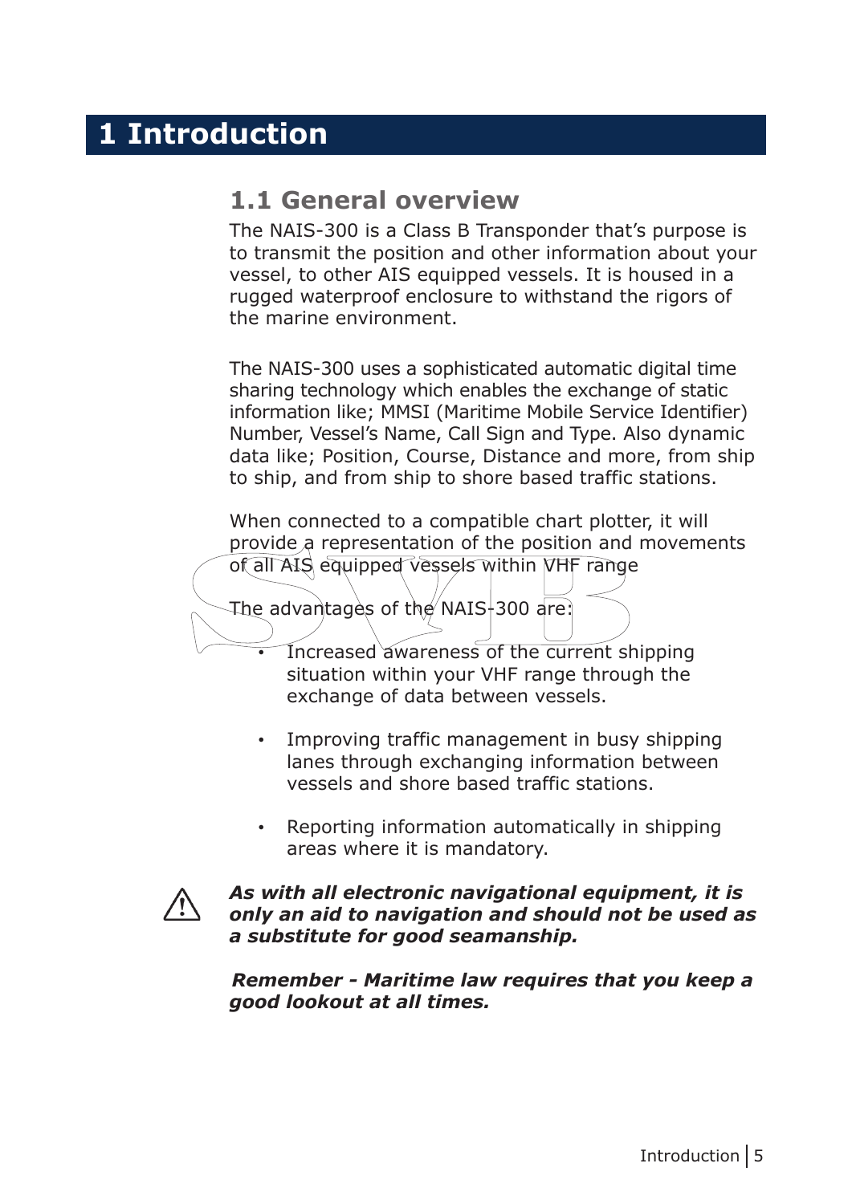# 1 Introduction

## 1.1 General overview

The NAIS-300 is a Class B Transponder that's purpose is to transmit the position and other information about your vessel, to other AIS equipped vessels. It is housed in a rugged waterproof enclosure to withstand the rigors of the marine environment.

The NAIS-300 uses a sophisticated automatic digital time sharing technology which enables the exchange of static information like; MMSI (Maritime Mobile Service Identifier) Number, Vessel's Name, Call Sign and Type. Also dynamic data like; Position, Course, Distance and more, from ship to ship, and from ship to shore based traffic stations.

When connected to a compatible chart plotter, it will provide a representation of the position and movements of all AIS equipped vessels within VHF range

The advantages of the NAIS-300 are:

- Increased awareness of the current shipping situation within your VHF range through the exchange of data between vessels.
- Improving traffic management in busy shipping lanes through exchanging information between vessels and shore based traffic stations.
- Reporting information automatically in shipping areas where it is mandatory.

***As with all electronic navigational equipment, it is only an aid to navigation and should not be used as a substitute for good seamanship.***

***Remember - Maritime law requires that you keep a good lookout at all times.***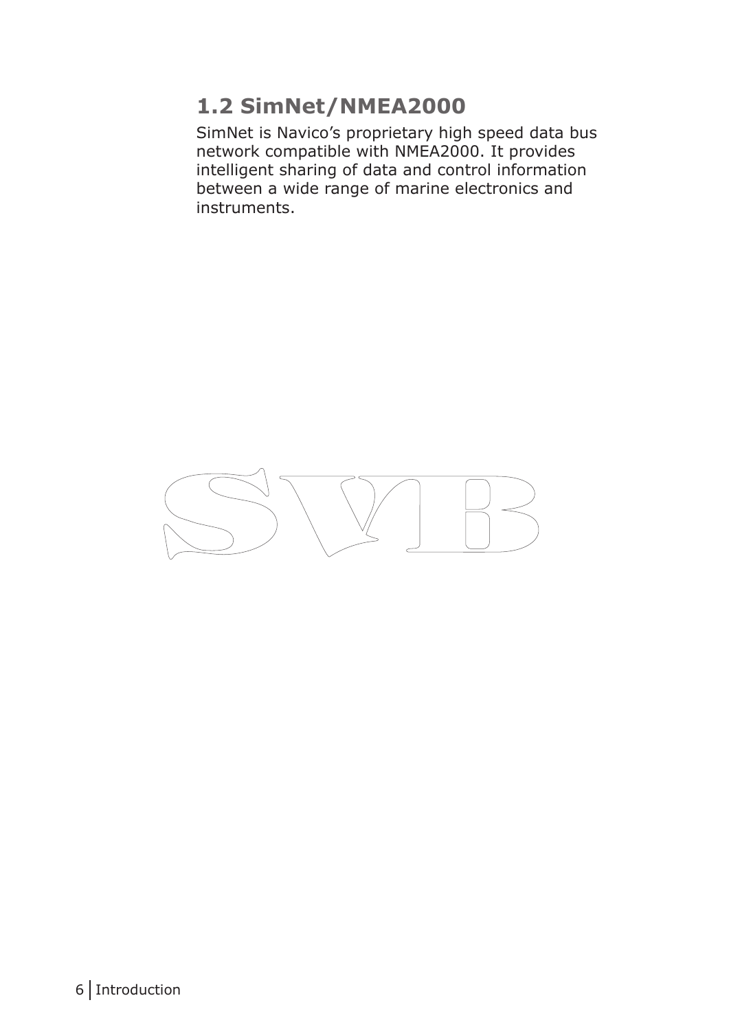## 1.2 SimNet/NMEA2000

SimNet is Navico's proprietary high speed data bus network compatible with NMEA2000. It provides intelligent sharing of data and control information between a wide range of marine electronics and instruments.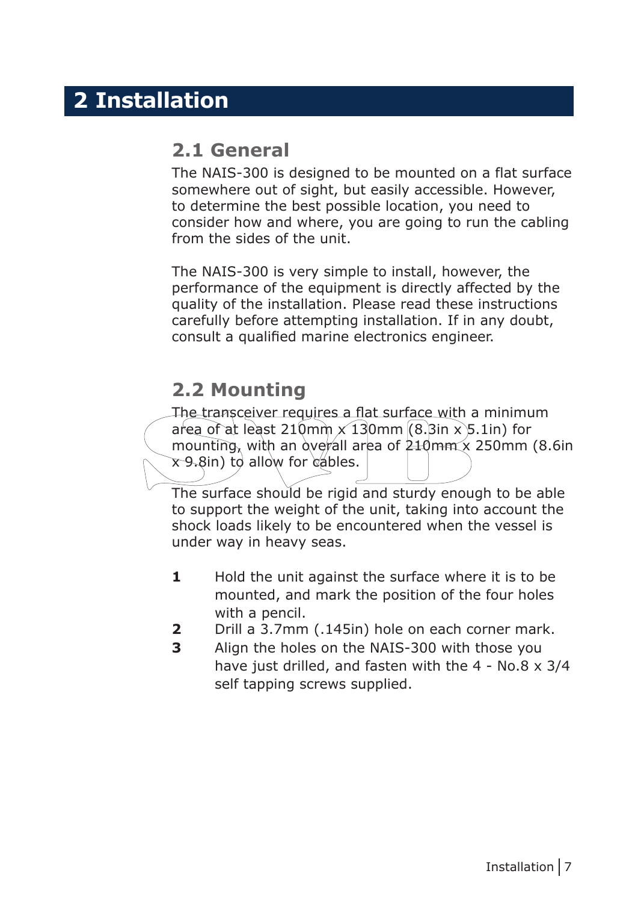# 2 Installation

## 2.1 General

The NAIS-300 is designed to be mounted on a flat surface somewhere out of sight, but easily accessible. However, to determine the best possible location, you need to consider how and where, you are going to run the cabling from the sides of the unit.

The NAIS-300 is very simple to install, however, the performance of the equipment is directly affected by the quality of the installation. Please read these instructions carefully before attempting installation. If in any doubt, consult a qualified marine electronics engineer.

## 2.2 Mounting

The transceiver requires a flat surface with a minimum area of at least 210mm x 130mm (8.3in x 5.1in) for mounting, with an overall area of 210mm x 250mm (8.6in x 9.8in) to allow for cables.

The surface should be rigid and sturdy enough to be able to support the weight of the unit, taking into account the shock loads likely to be encountered when the vessel is under way in heavy seas.

**1** Hold the unit against the surface where it is to be mounted, and mark the position of the four holes with a pencil.

**2** Drill a 3.7mm (.145in) hole on each corner mark.

**3** Align the holes on the NAIS-300 with those you have just drilled, and fasten with the 4 - No.8 x 3/4 self tapping screws supplied.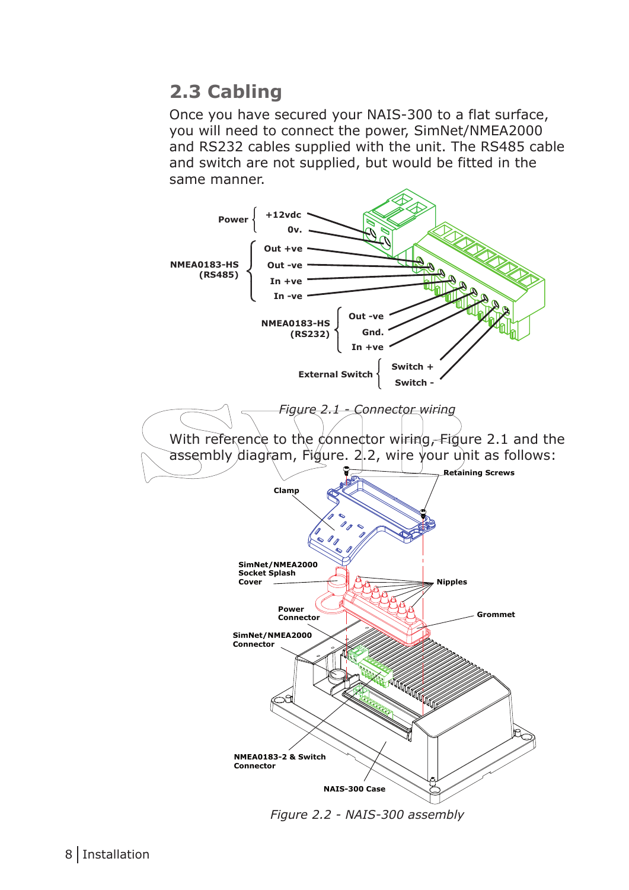## 2.3 Cabling

Once you have secured your NAIS-300 to a flat surface, you will need to connect the power, SimNet/NMEA2000 and RS232 cables supplied with the unit. The RS485 cable and switch are not supplied, but would be fitted in the same manner.

*Figure 2.1 - Connector wiring*

With reference to the connector wiring, Figure 2.1 and the assembly diagram, Figure. 2.2, wire your unit as follows:

*Figure 2.2 - NAIS-300 assembly*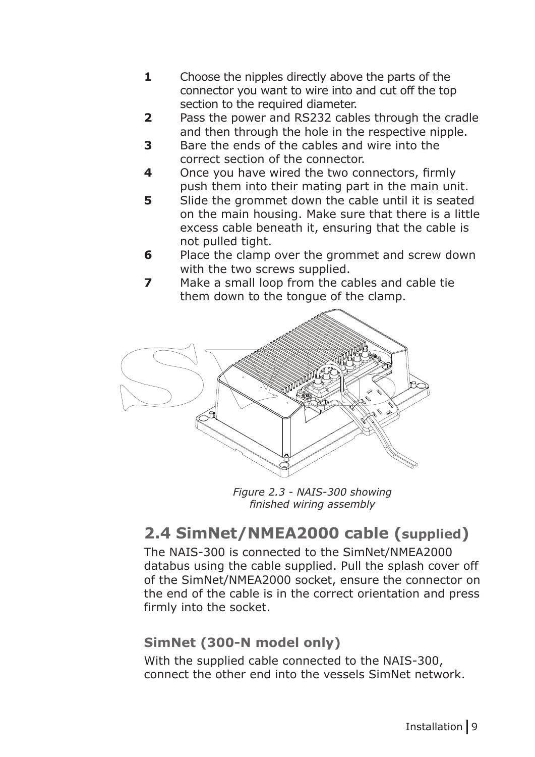1. Choose the nipples directly above the parts of the connector you want to wire into and cut off the top section to the required diameter.
2. Pass the power and RS232 cables through the cradle and then through the hole in the respective nipple.
3. Bare the ends of the cables and wire into the correct section of the connector.
4. Once you have wired the two connectors, firmly push them into their mating part in the main unit.
5. Slide the grommet down the cable until it is seated on the main housing. Make sure that there is a little excess cable beneath it, ensuring that the cable is not pulled tight.
6. Place the clamp over the grommet and screw down with the two screws supplied.
7. Make a small loop from the cables and cable tie them down to the tongue of the clamp.

*Figure 2.3 - NAIS-300 showing finished wiring assembly*

## 2.4 SimNet/NMEA2000 cable (supplied)

The NAIS-300 is connected to the SimNet/NMEA2000 databus using the cable supplied. Pull the splash cover off of the SimNet/NMEA2000 socket, ensure the connector on the end of the cable is in the correct orientation and press firmly into the socket.

### SimNet (300-N model only)

With the supplied cable connected to the NAIS-300, connect the other end into the vessels SimNet network.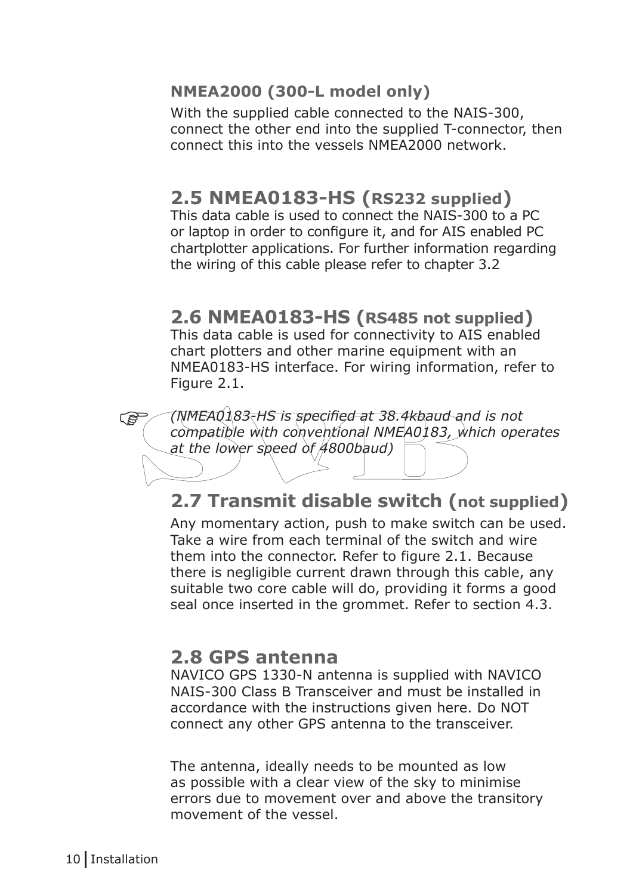### NMEA2000 (300-L model only)

With the supplied cable connected to the NAIS-300, connect the other end into the supplied T-connector, then connect this into the vessels NMEA2000 network.

## 2.5 NMEA0183-HS (RS232 supplied)

This data cable is used to connect the NAIS-300 to a PC or laptop in order to configure it, and for AIS enabled PC chartplotter applications. For further information regarding the wiring of this cable please refer to chapter 3.2

## 2.6 NMEA0183-HS (RS485 not supplied)

This data cable is used for connectivity to AIS enabled chart plotters and other marine equipment with an NMEA0183-HS interface. For wiring information, refer to Figure 2.1.

☞ *(NMEA0183-HS is specified at 38.4kbaud and is not compatible with conventional NMEA0183, which operates at the lower speed of 4800baud)*

## 2.7 Transmit disable switch (not supplied)

Any momentary action, push to make switch can be used. Take a wire from each terminal of the switch and wire them into the connector. Refer to figure 2.1. Because there is negligible current drawn through this cable, any suitable two core cable will do, providing it forms a good seal once inserted in the grommet. Refer to section 4.3.

## 2.8 GPS antenna

NAVICO GPS 1330-N antenna is supplied with NAVICO NAIS-300 Class B Transceiver and must be installed in accordance with the instructions given here. Do NOT connect any other GPS antenna to the transceiver.

The antenna, ideally needs to be mounted as low as possible with a clear view of the sky to minimise errors due to movement over and above the transitory movement of the vessel.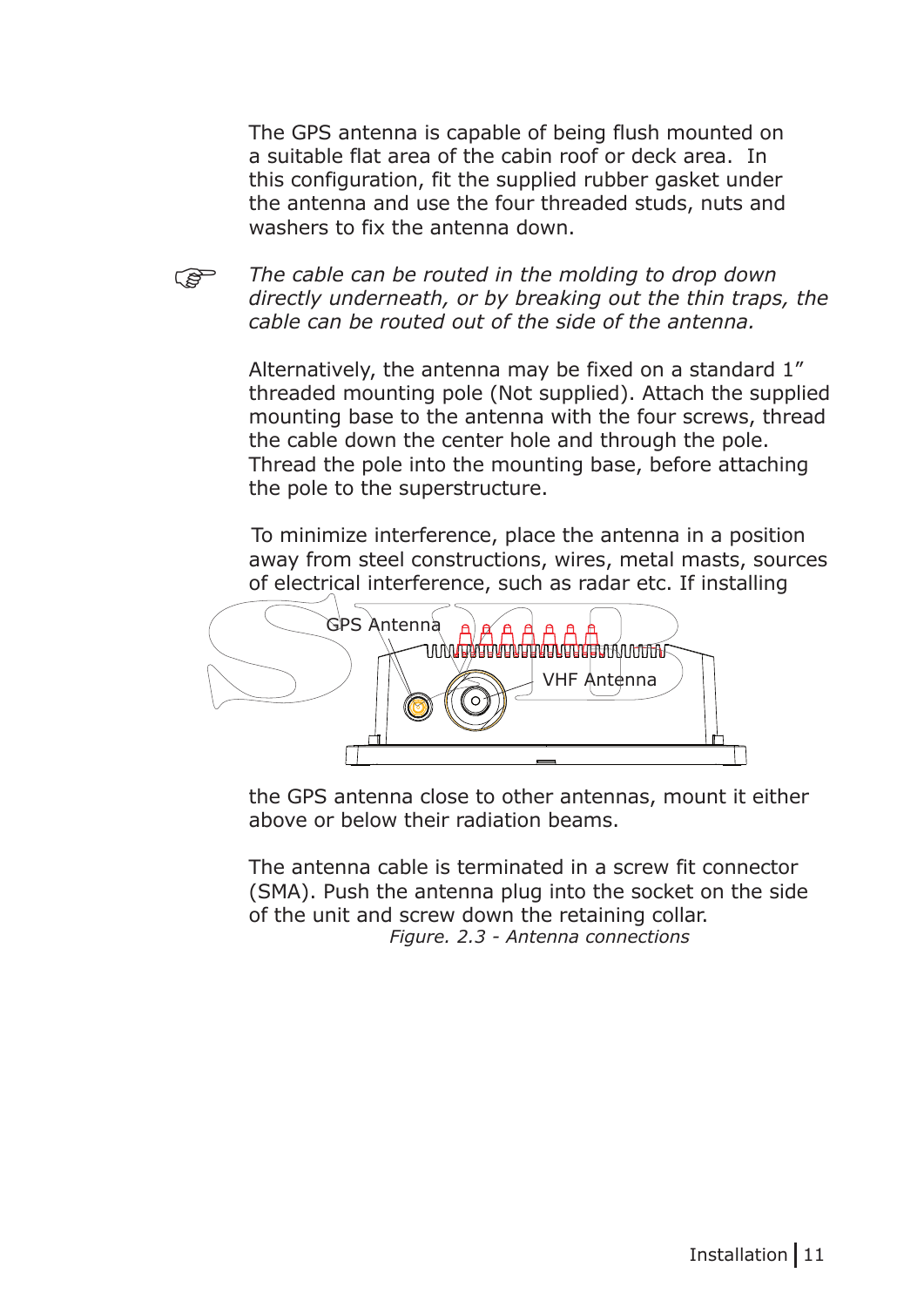The GPS antenna is capable of being flush mounted on a suitable flat area of the cabin roof or deck area. In this configuration, fit the supplied rubber gasket under the antenna and use the four threaded studs, nuts and washers to fix the antenna down.

☞ *The cable can be routed in the molding to drop down directly underneath, or by breaking out the thin traps, the cable can be routed out of the side of the antenna.*

Alternatively, the antenna may be fixed on a standard 1" threaded mounting pole (Not supplied). Attach the supplied mounting base to the antenna with the four screws, thread the cable down the center hole and through the pole. Thread the pole into the mounting base, before attaching the pole to the superstructure.

To minimize interference, place the antenna in a position away from steel constructions, wires, metal masts, sources of electrical interference, such as radar etc. If installing the GPS antenna close to other antennas, mount it either above or below their radiation beams.

GPS Antenna

VHF Antenna

The antenna cable is terminated in a screw fit connector (SMA). Push the antenna plug into the socket on the side of the unit and screw down the retaining collar.

*Figure. 2.3 - Antenna connections*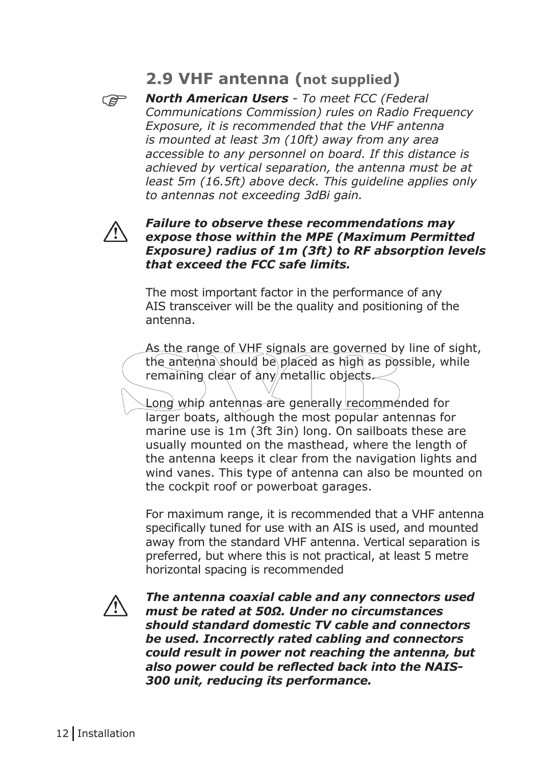## 2.9 VHF antenna (not supplied)

***North American Users** - To meet FCC (Federal Communications Commission) rules on Radio Frequency Exposure, it is recommended that the VHF antenna is mounted at least 3m (10ft) away from any area accessible to any personnel on board. If this distance is achieved by vertical separation, the antenna must be at least 5m (16.5ft) above deck. This guideline applies only to antennas not exceeding 3dBi gain.*

***Failure to observe these recommendations may expose those within the MPE (Maximum Permitted Exposure) radius of 1m (3ft) to RF absorption levels that exceed the FCC safe limits.***

The most important factor in the performance of any AIS transceiver will be the quality and positioning of the antenna.

As the range of VHF signals are governed by line of sight, the antenna should be placed as high as possible, while remaining clear of any metallic objects.

Long whip antennas are generally recommended for larger boats, although the most popular antennas for marine use is 1m (3ft 3in) long. On sailboats these are usually mounted on the masthead, where the length of the antenna keeps it clear from the navigation lights and wind vanes. This type of antenna can also be mounted on the cockpit roof or powerboat garages.

For maximum range, it is recommended that a VHF antenna specifically tuned for use with an AIS is used, and mounted away from the standard VHF antenna. Vertical separation is preferred, but where this is not practical, at least 5 metre horizontal spacing is recommended

***The antenna coaxial cable and any connectors used must be rated at 50Ω. Under no circumstances should standard domestic TV cable and connectors be used. Incorrectly rated cabling and connectors could result in power not reaching the antenna, but also power could be reflected back into the NAIS-300 unit, reducing its performance.***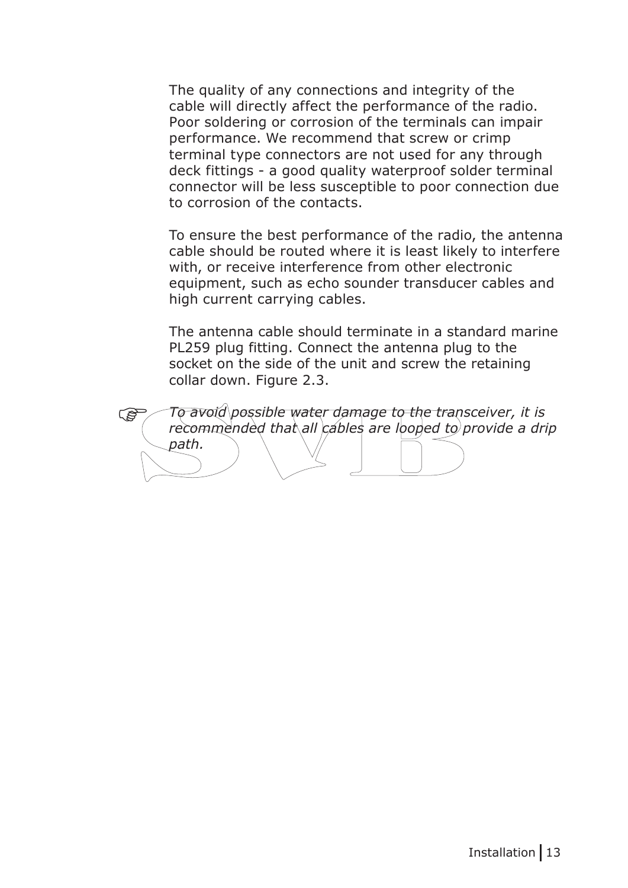The quality of any connections and integrity of the cable will directly affect the performance of the radio. Poor soldering or corrosion of the terminals can impair performance. We recommend that screw or crimp terminal type connectors are not used for any through deck fittings - a good quality waterproof solder terminal connector will be less susceptible to poor connection due to corrosion of the contacts.

To ensure the best performance of the radio, the antenna cable should be routed where it is least likely to interfere with, or receive interference from other electronic equipment, such as echo sounder transducer cables and high current carrying cables.

The antenna cable should terminate in a standard marine PL259 plug fitting. Connect the antenna plug to the socket on the side of the unit and screw the retaining collar down. Figure 2.3.

☞ *To avoid possible water damage to the transceiver, it is recommended that all cables are looped to provide a drip path.*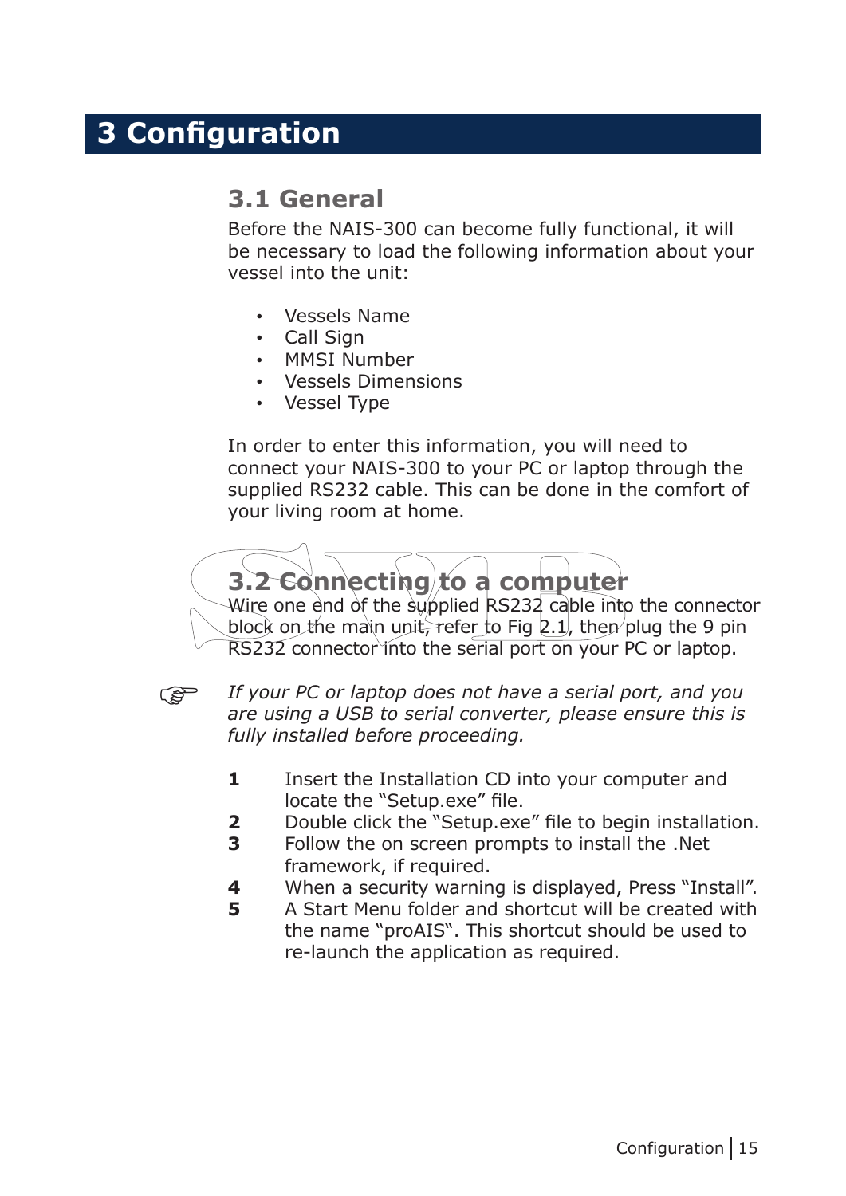# 3 Configuration

## 3.1 General

Before the NAIS-300 can become fully functional, it will be necessary to load the following information about your vessel into the unit:

- Vessels Name
- Call Sign
- MMSI Number
- Vessels Dimensions
- Vessel Type

In order to enter this information, you will need to connect your NAIS-300 to your PC or laptop through the supplied RS232 cable. This can be done in the comfort of your living room at home.

## 3.2 Connecting to a computer

Wire one end of the supplied RS232 cable into the connector block on the main unit, refer to Fig 2.1, then plug the 9 pin RS232 connector into the serial port on your PC or laptop.

☞ *If your PC or laptop does not have a serial port, and you are using a USB to serial converter, please ensure this is fully installed before proceeding.*

**1** Insert the Installation CD into your computer and locate the "Setup.exe" file.

**2** Double click the "Setup.exe" file to begin installation.

**3** Follow the on screen prompts to install the .Net framework, if required.

**4** When a security warning is displayed, Press "Install".

**5** A Start Menu folder and shortcut will be created with the name "proAIS". This shortcut should be used to re-launch the application as required.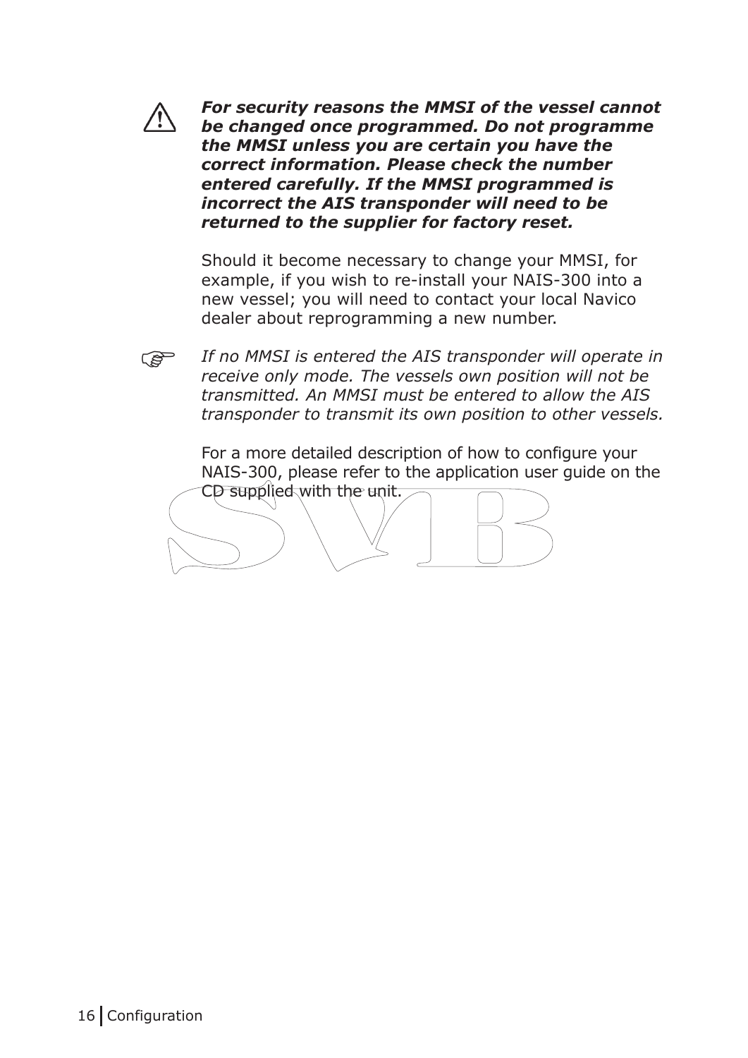***For security reasons the MMSI of the vessel cannot be changed once programmed. Do not programme the MMSI unless you are certain you have the correct information. Please check the number entered carefully. If the MMSI programmed is incorrect the AIS transponder will need to be returned to the supplier for factory reset.***

Should it become necessary to change your MMSI, for example, if you wish to re-install your NAIS-300 into a new vessel; you will need to contact your local Navico dealer about reprogramming a new number.

*If no MMSI is entered the AIS transponder will operate in receive only mode. The vessels own position will not be transmitted. An MMSI must be entered to allow the AIS transponder to transmit its own position to other vessels.*

For a more detailed description of how to configure your NAIS-300, please refer to the application user guide on the CD supplied with the unit.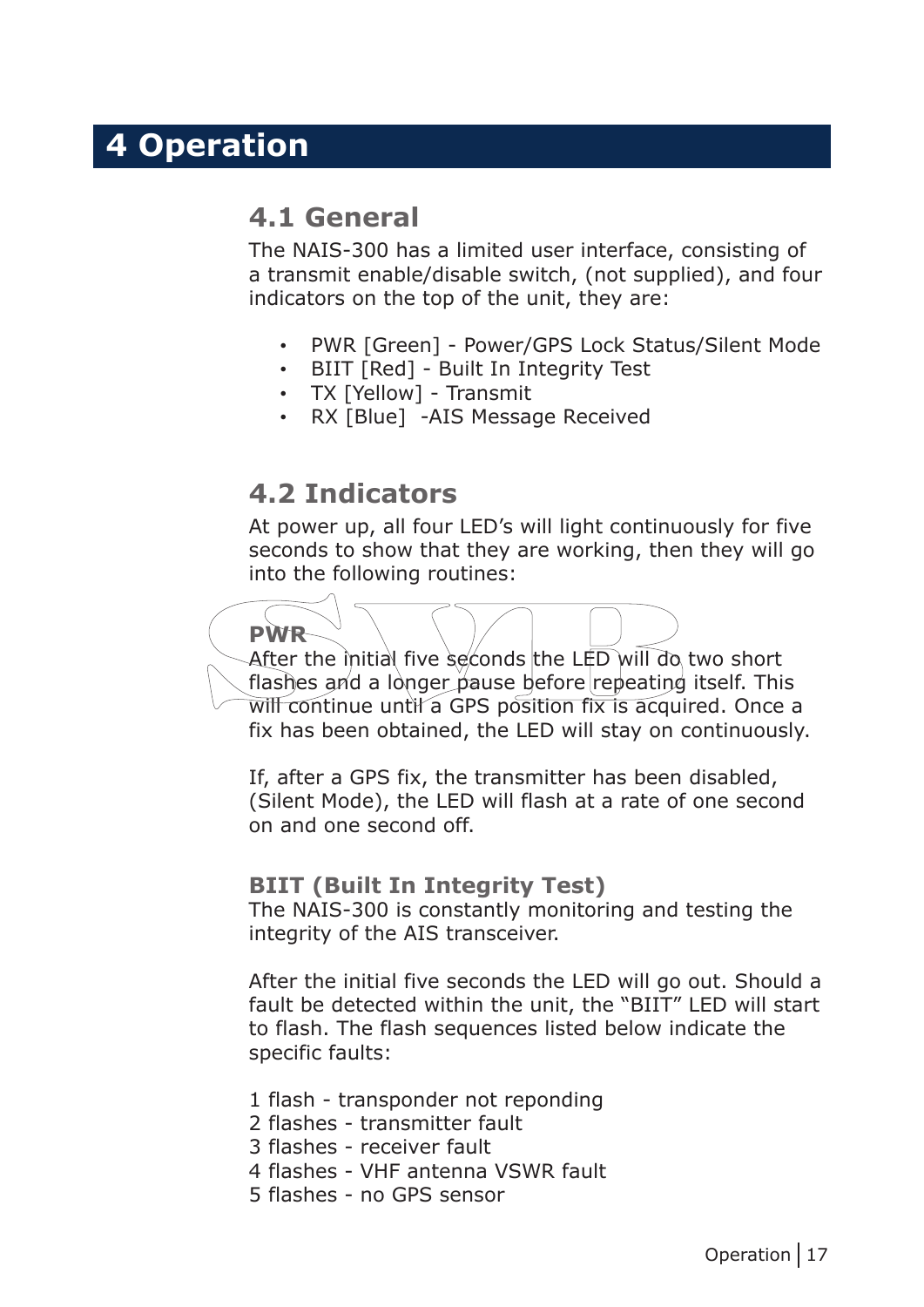# 4 Operation

## 4.1 General

The NAIS-300 has a limited user interface, consisting of a transmit enable/disable switch, (not supplied), and four indicators on the top of the unit, they are:

- PWR [Green] - Power/GPS Lock Status/Silent Mode
- BIIT [Red] - Built In Integrity Test
- TX [Yellow] - Transmit
- RX [Blue]  -AIS Message Received

## 4.2 Indicators

At power up, all four LED's will light continuously for five seconds to show that they are working, then they will go into the following routines:

### PWR

After the initial five seconds the LED will do two short flashes and a longer pause before repeating itself. This will continue until a GPS position fix is acquired. Once a fix has been obtained, the LED will stay on continuously.

If, after a GPS fix, the transmitter has been disabled, (Silent Mode), the LED will flash at a rate of one second on and one second off.

### BIIT (Built In Integrity Test)

The NAIS-300 is constantly monitoring and testing the integrity of the AIS transceiver.

After the initial five seconds the LED will go out. Should a fault be detected within the unit, the "BIIT" LED will start to flash. The flash sequences listed below indicate the specific faults:

1 flash - transponder not reponding
2 flashes - transmitter fault
3 flashes - receiver fault
4 flashes - VHF antenna VSWR fault
5 flashes - no GPS sensor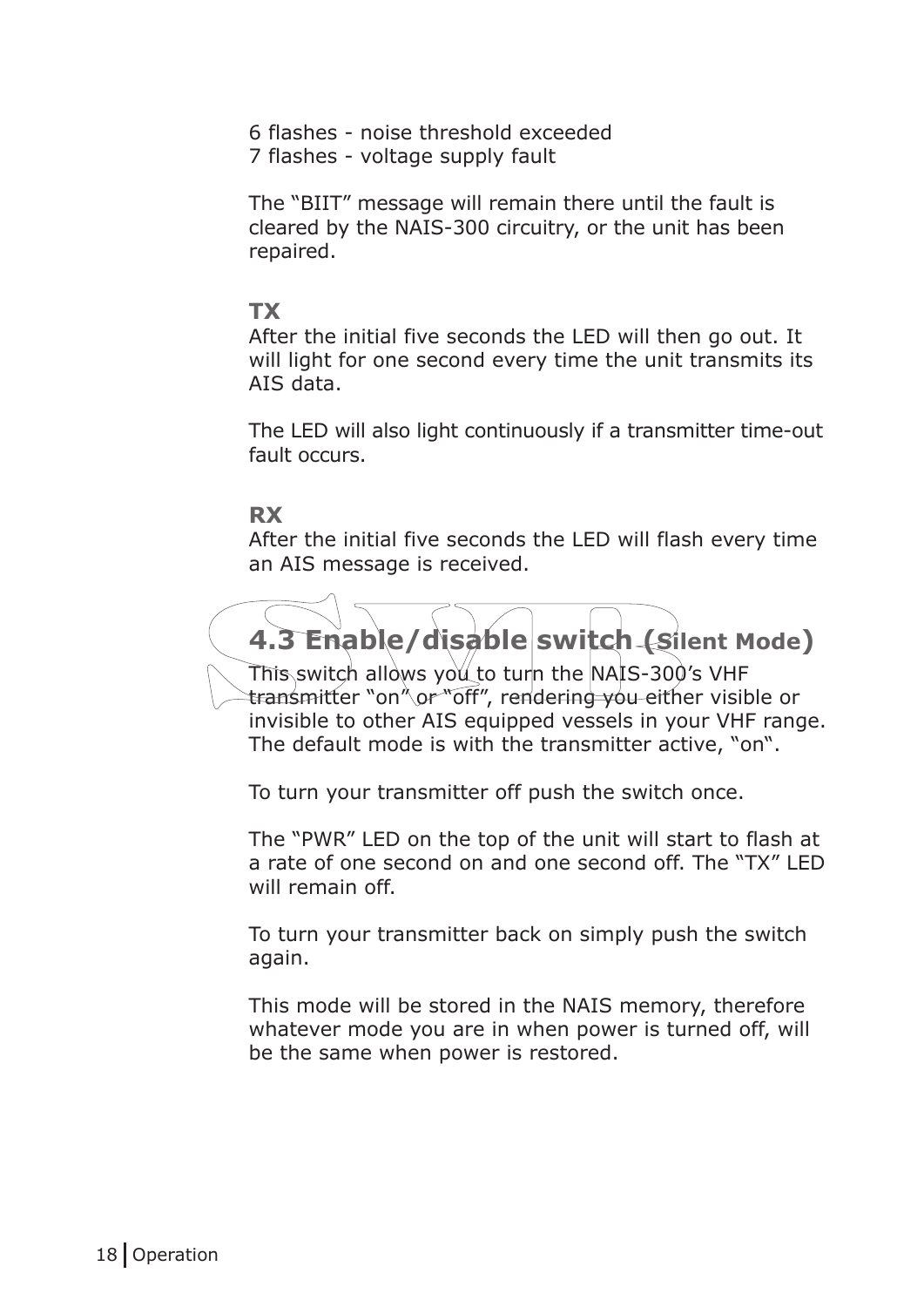6 flashes - noise threshold exceeded
7 flashes - voltage supply fault

The “BIIT” message will remain there until the fault is cleared by the NAIS-300 circuitry, or the unit has been repaired.

**TX**

After the initial five seconds the LED will then go out. It will light for one second every time the unit transmits its AIS data.

The LED will also light continuously if a transmitter time-out fault occurs.

**RX**

After the initial five seconds the LED will flash every time an AIS message is received.

## 4.3 Enable/disable switch (Silent Mode)

This switch allows you to turn the NAIS-300’s VHF transmitter “on” or “off”, rendering you either visible or invisible to other AIS equipped vessels in your VHF range. The default mode is with the transmitter active, “on“.

To turn your transmitter off push the switch once.

The “PWR” LED on the top of the unit will start to flash at a rate of one second on and one second off. The “TX” LED will remain off.

To turn your transmitter back on simply push the switch again.

This mode will be stored in the NAIS memory, therefore whatever mode you are in when power is turned off, will be the same when power is restored.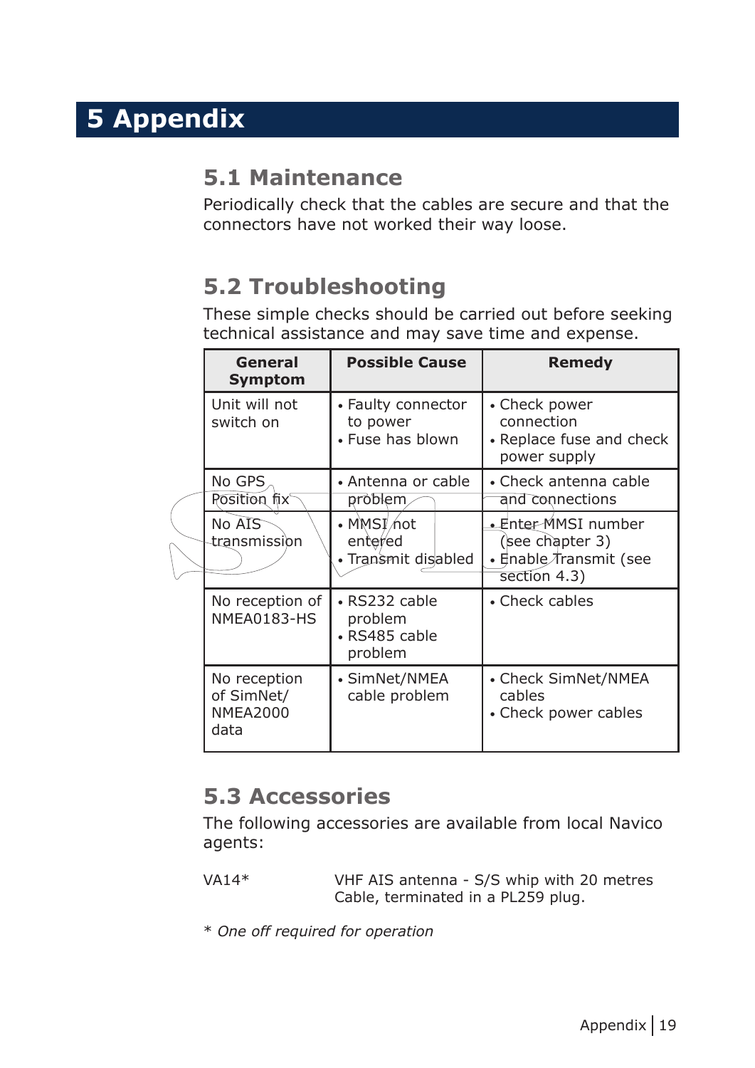# 5 Appendix

## 5.1 Maintenance

Periodically check that the cables are secure and that the connectors have not worked their way loose.

## 5.2 Troubleshooting

These simple checks should be carried out before seeking technical assistance and may save time and expense.

| General Symptom | Possible Cause | Remedy |
|---|---|---|
| Unit will not switch on | • Faulty connector to power<br>• Fuse has blown | • Check power connection<br>• Replace fuse and check power supply |
| No GPS Position fix | • Antenna or cable problem | • Check antenna cable and connections |
| No AIS transmission | • MMSI not entered<br>• Transmit disabled | • Enter MMSI number (see chapter 3)<br>• Enable Transmit (see section 4.3) |
| No reception of NMEA0183-HS | • RS232 cable problem<br>• RS485 cable problem | • Check cables |
| No reception of SimNet/ NMEA2000 data | • SimNet/NMEA cable problem | • Check SimNet/NMEA cables<br>• Check power cables |

## 5.3 Accessories

The following accessories are available from local Navico agents:

VA14* VHF AIS antenna - S/S whip with 20 metres Cable, terminated in a PL259 plug.

*\* One off required for operation*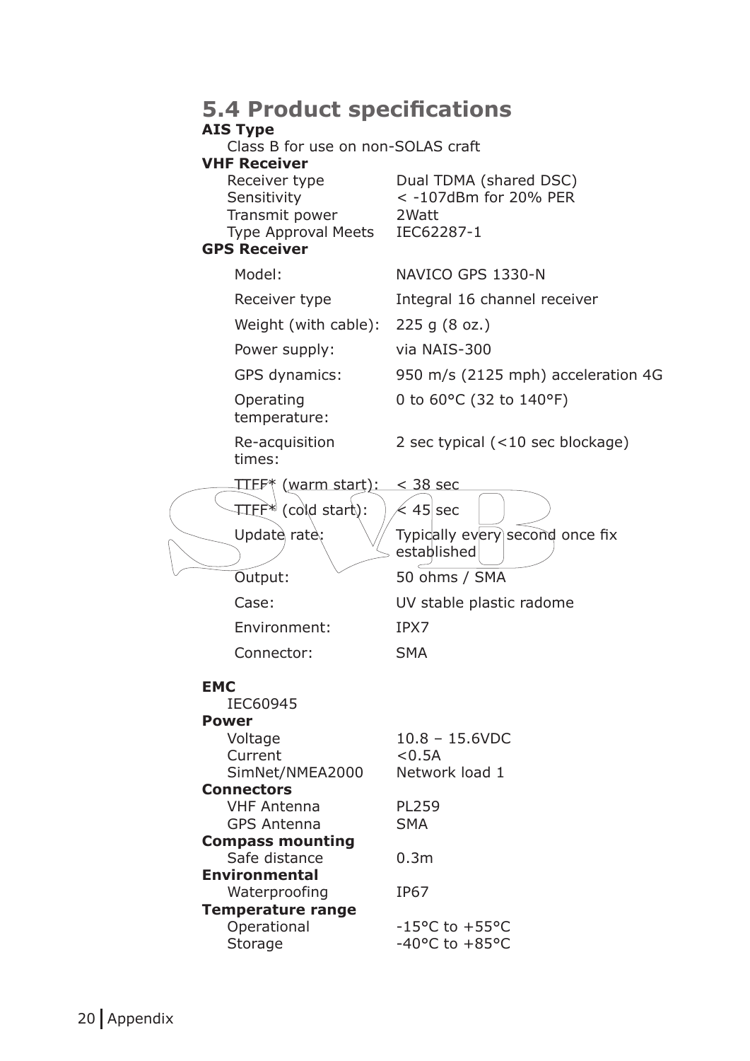## 5.4 Product specifications

**AIS Type**

Class B for use on non-SOLAS craft

**VHF Receiver**

| | |
|---|---|
| Receiver type | Dual TDMA (shared DSC) |
| Sensitivity | < -107dBm for 20% PER |
| Transmit power | 2Watt |
| Type Approval Meets | IEC62287-1 |

**GPS Receiver**

| | |
|---|---|
| Model: | NAVICO GPS 1330-N |
| Receiver type | Integral 16 channel receiver |
| Weight (with cable): | 225 g (8 oz.) |
| Power supply: | via NAIS-300 |
| GPS dynamics: | 950 m/s (2125 mph) acceleration 4G |
| Operating temperature: | 0 to 60°C (32 to 140°F) |
| Re-acquisition times: | 2 sec typical (<10 sec blockage) |
| TTFF* (warm start): | < 38 sec |
| TTFF* (cold start): | < 45 sec |
| Update rate: | Typically every second once fix established |
| Output: | 50 ohms / SMA |
| Case: | UV stable plastic radome |
| Environment: | IPX7 |
| Connector: | SMA |

**EMC**

IEC60945

**Power**

| | |
|---|---|
| Voltage | 10.8 – 15.6VDC |
| Current | <0.5A |
| SimNet/NMEA2000 | Network load 1 |

**Connectors**

| | |
|---|---|
| VHF Antenna | PL259 |
| GPS Antenna | SMA |

**Compass mounting**

| | |
|---|---|
| Safe distance | 0.3m |

**Environmental**

| | |
|---|---|
| Waterproofing | IP67 |

**Temperature range**

| | |
|---|---|
| Operational | -15°C to +55°C |
| Storage | -40°C to +85°C |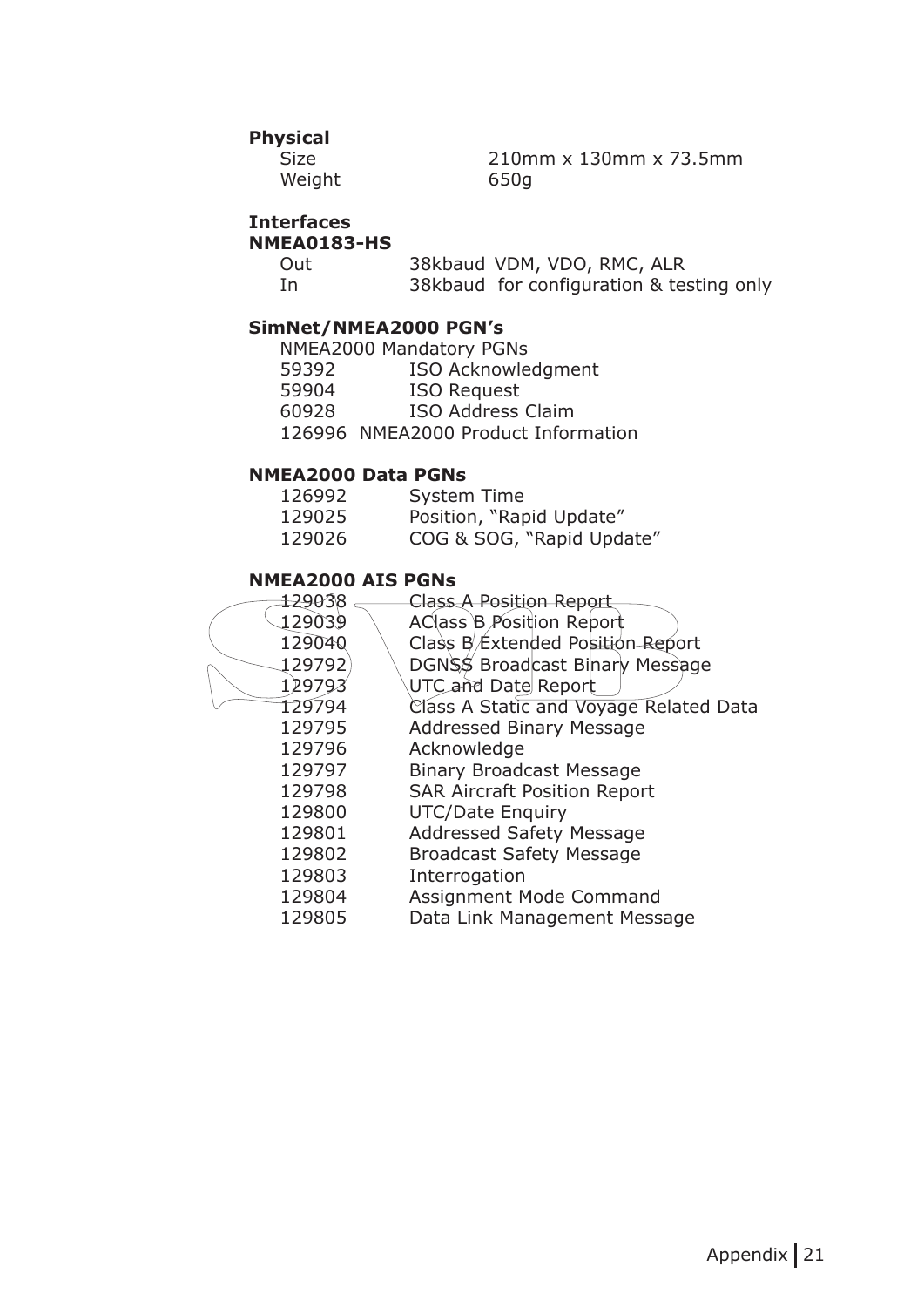**Physical**

| | |
|---|---|
| Size | 210mm x 130mm x 73.5mm |
| Weight | 650g |

**Interfaces**

**NMEA0183-HS**

| | |
|---|---|
| Out | 38kbaud VDM, VDO, RMC, ALR |
| In | 38kbaud for configuration & testing only |

**SimNet/NMEA2000 PGN's**

NMEA2000 Mandatory PGNs

| | |
|---|---|
| 59392 | ISO Acknowledgment |
| 59904 | ISO Request |
| 60928 | ISO Address Claim |
| 126996 | NMEA2000 Product Information |

**NMEA2000 Data PGNs**

| | |
|---|---|
| 126992 | System Time |
| 129025 | Position, "Rapid Update" |
| 129026 | COG & SOG, "Rapid Update" |

**NMEA2000 AIS PGNs**

| | |
|---|---|
| 129038 | Class A Position Report |
| 129039 | AClass B Position Report |
| 129040 | Class B Extended Position Report |
| 129792 | DGNSS Broadcast Binary Message |
| 129793 | UTC and Date Report |
| 129794 | Class A Static and Voyage Related Data |
| 129795 | Addressed Binary Message |
| 129796 | Acknowledge |
| 129797 | Binary Broadcast Message |
| 129798 | SAR Aircraft Position Report |
| 129800 | UTC/Date Enquiry |
| 129801 | Addressed Safety Message |
| 129802 | Broadcast Safety Message |
| 129803 | Interrogation |
| 129804 | Assignment Mode Command |
| 129805 | Data Link Management Message |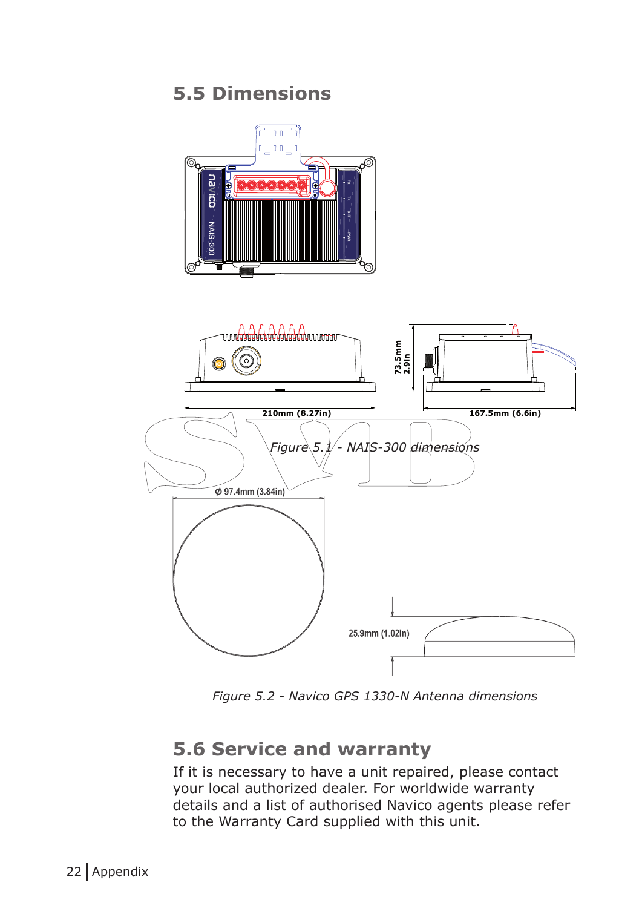## 5.5 Dimensions

210mm (8.27in)

73.5mm 2.9in

167.5mm (6.6in)

*Figure 5.1 - NAIS-300 dimensions*

Ø 97.4mm (3.84in)

25.9mm (1.02in)

*Figure 5.2 - Navico GPS 1330-N Antenna dimensions*

## 5.6 Service and warranty

If it is necessary to have a unit repaired, please contact your local authorized dealer. For worldwide warranty details and a list of authorised Navico agents please refer to the Warranty Card supplied with this unit.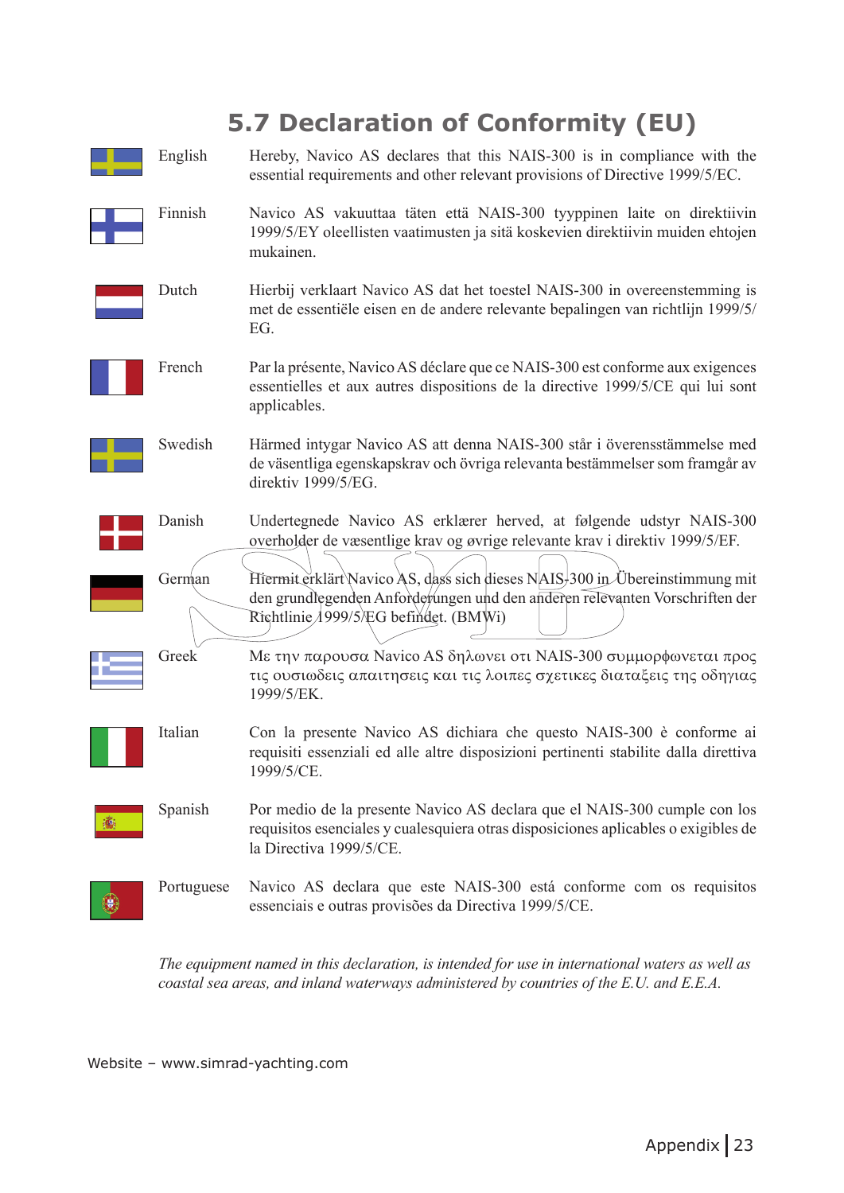## 5.7 Declaration of Conformity (EU)

| | |
|---|---|
| English | Hereby, Navico AS declares that this NAIS-300 is in compliance with the essential requirements and other relevant provisions of Directive 1999/5/EC. |
| Finnish | Navico AS vakuuttaa täten että NAIS-300 tyyppinen laite on direktiivin 1999/5/EY oleellisten vaatimusten ja sitä koskevien direktiivin muiden ehtojen mukainen. |
| Dutch | Hierbij verklaart Navico AS dat het toestel NAIS-300 in overeenstemming is met de essentiële eisen en de andere relevante bepalingen van richtlijn 1999/5/EG. |
| French | Par la présente, Navico AS déclare que ce NAIS-300 est conforme aux exigences essentielles et aux autres dispositions de la directive 1999/5/CE qui lui sont applicables. |
| Swedish | Härmed intygar Navico AS att denna NAIS-300 står i överensstämmelse med de väsentliga egenskapskrav och övriga relevanta bestämmelser som framgår av direktiv 1999/5/EG. |
| Danish | Undertegnede Navico AS erklærer herved, at følgende udstyr NAIS-300 overholder de væsentlige krav og øvrige relevante krav i direktiv 1999/5/EF. |
| German | Hiermit erklärt Navico AS, dass sich dieses NAIS-300 in Übereinstimmung mit den grundlegenden Anforderungen und den anderen relevanten Vorschriften der Richtlinie 1999/5/EG befindet. (BMWi) |
| Greek | Με την παρουσα Navico AS δηλωνει οτι NAIS-300 συμμορφωνεται προς τις ουσιωδεις απαιτησεις και τις λοιπες σχετικες διαταξεις της οδηγιας 1999/5/ΕΚ. |
| Italian | Con la presente Navico AS dichiara che questo NAIS-300 è conforme ai requisiti essenziali ed alle altre disposizioni pertinenti stabilite dalla direttiva 1999/5/CE. |
| Spanish | Por medio de la presente Navico AS declara que el NAIS-300 cumple con los requisitos esenciales y cualesquiera otras disposiciones aplicables o exigibles de la Directiva 1999/5/CE. |
| Portuguese | Navico AS declara que este NAIS-300 está conforme com os requisitos essenciais e outras provisões da Directiva 1999/5/CE. |

*The equipment named in this declaration, is intended for use in international waters as well as coastal sea areas, and inland waterways administered by countries of the E.U. and E.E.A.*

Website – www.simrad-yachting.com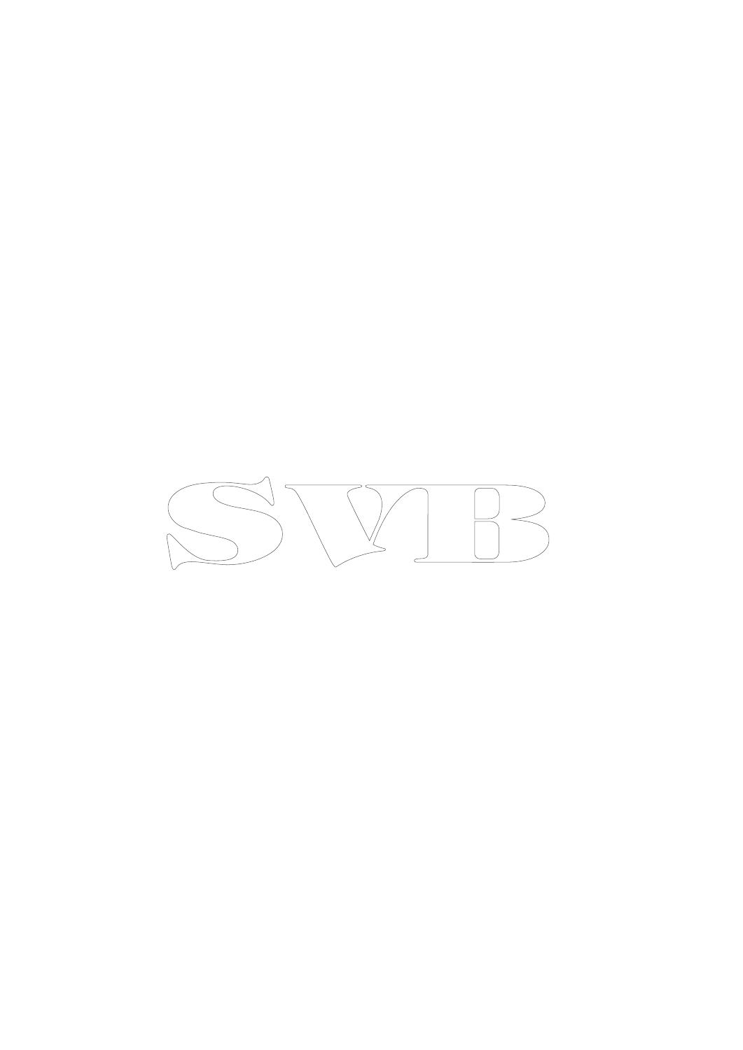SVB